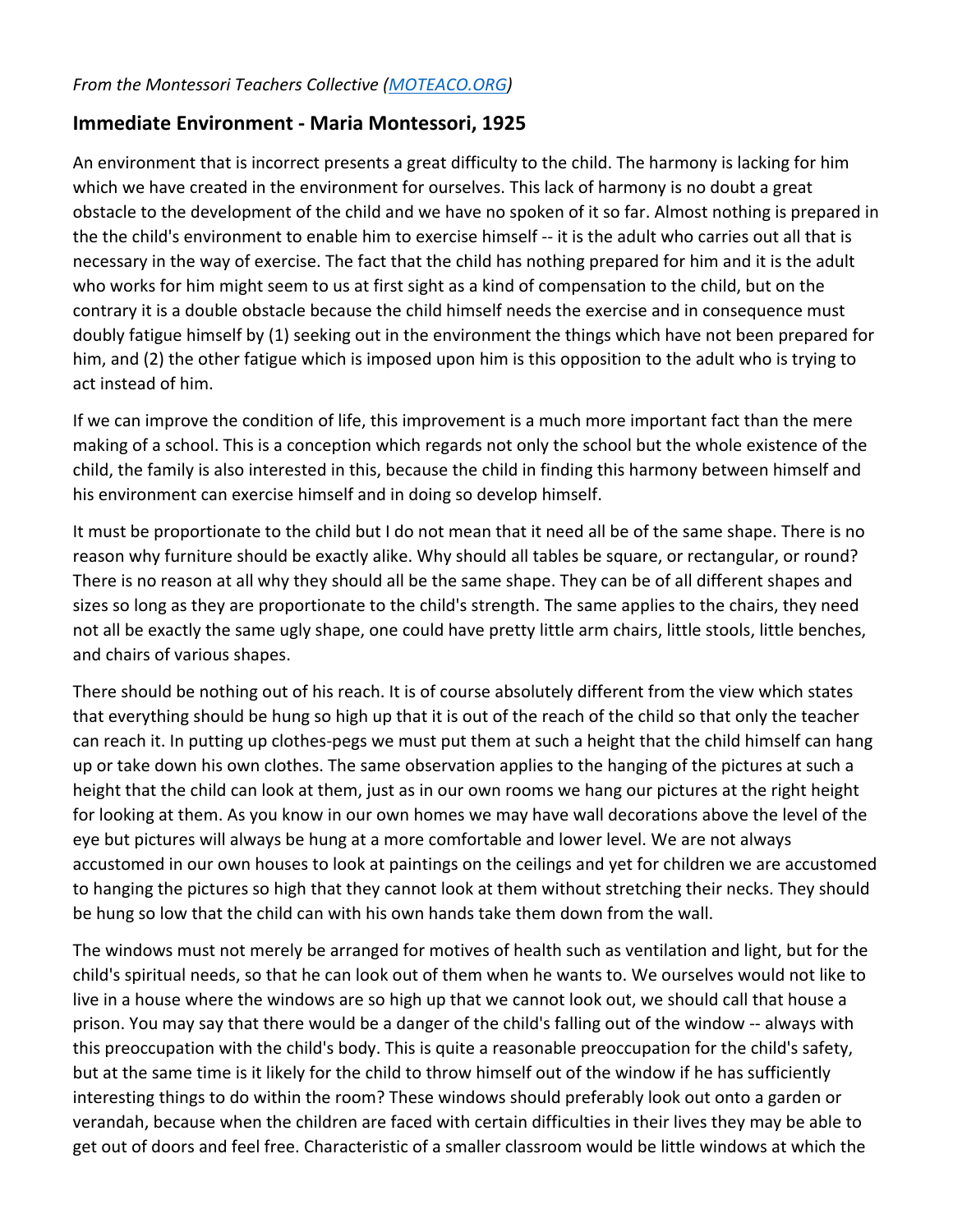*From the Montessori Teachers Collective (MOTEACO.ORG)*

## Immediate Environment - Maria Montessori, 1925

An environment that is incorrect presents a great difficulty to the child. The harmony is lacking for him which we have created in the environment for ourselves. This lack of harmony is no doubt a great obstacle to the development of the child and we have no spoken of it so far. Almost nothing is prepared in the the child's environment to enable him to exercise himself -- it is the adult who carries out all that is necessary in the way of exercise. The fact that the child has nothing prepared for him and it is the adult who works for him might seem to us at first sight as a kind of compensation to the child, but on the contrary it is a double obstacle because the child himself needs the exercise and in consequence must doubly fatigue himself by (1) seeking out in the environment the things which have not been prepared for him, and (2) the other fatigue which is imposed upon him is this opposition to the adult who is trying to act instead of him.

If we can improve the condition of life, this improvement is a much more important fact than the mere making of a school. This is a conception which regards not only the school but the whole existence of the child, the family is also interested in this, because the child in finding this harmony between himself and his environment can exercise himself and in doing so develop himself.

It must be proportionate to the child but I do not mean that it need all be of the same shape. There is no reason why furniture should be exactly alike. Why should all tables be square, or rectangular, or round? There is no reason at all why they should all be the same shape. They can be of all different shapes and sizes so long as they are proportionate to the child's strength. The same applies to the chairs, they need not all be exactly the same ugly shape, one could have pretty little arm chairs, little stools, little benches, and chairs of various shapes.

There should be nothing out of his reach. It is of course absolutely different from the view which states that everything should be hung so high up that it is out of the reach of the child so that only the teacher can reach it. In putting up clothes-pegs we must put them at such a height that the child himself can hang up or take down his own clothes. The same observation applies to the hanging of the pictures at such a height that the child can look at them, just as in our own rooms we hang our pictures at the right height for looking at them. As you know in our own homes we may have wall decorations above the level of the eye but pictures will always be hung at a more comfortable and lower level. We are not always accustomed in our own houses to look at paintings on the ceilings and yet for children we are accustomed to hanging the pictures so high that they cannot look at them without stretching their necks. They should be hung so low that the child can with his own hands take them down from the wall.

The windows must not merely be arranged for motives of health such as ventilation and light, but for the child's spiritual needs, so that he can look out of them when he wants to. We ourselves would not like to live in a house where the windows are so high up that we cannot look out, we should call that house a prison. You may say that there would be a danger of the child's falling out of the window -- always with this preoccupation with the child's body. This is quite a reasonable preoccupation for the child's safety, but at the same time is it likely for the child to throw himself out of the window if he has sufficiently interesting things to do within the room? These windows should preferably look out onto a garden or verandah, because when the children are faced with certain difficulties in their lives they may be able to get out of doors and feel free. Characteristic of a smaller classroom would be little windows at which the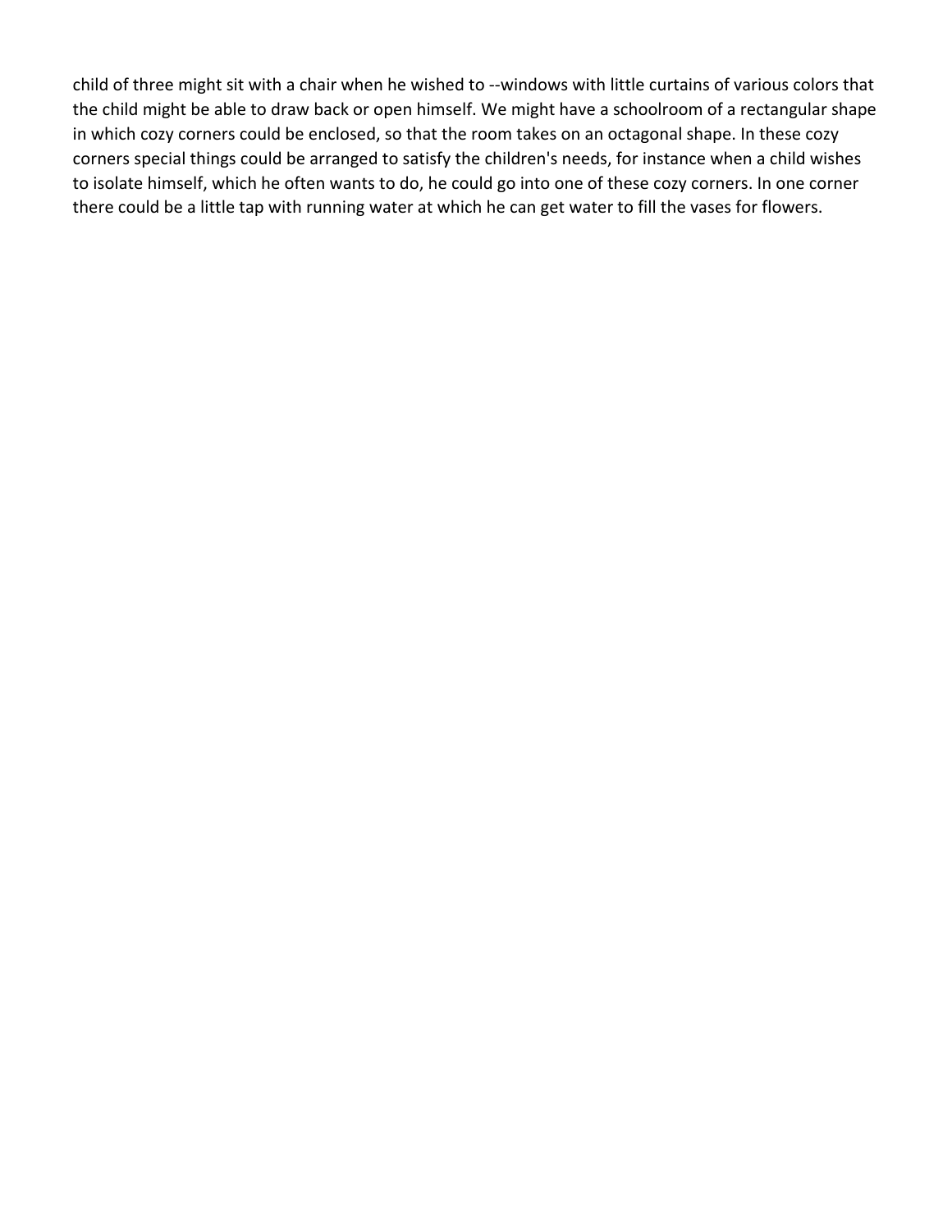child of three might sit with a chair when he wished to --windows with little curtains of various colors that the child might be able to draw back or open himself. We might have a schoolroom of a rectangular shape in which cozy corners could be enclosed, so that the room takes on an octagonal shape. In these cozy corners special things could be arranged to satisfy the children's needs, for instance when a child wishes to isolate himself, which he often wants to do, he could go into one of these cozy corners. In one corner there could be a little tap with running water at which he can get water to fill the vases for flowers.